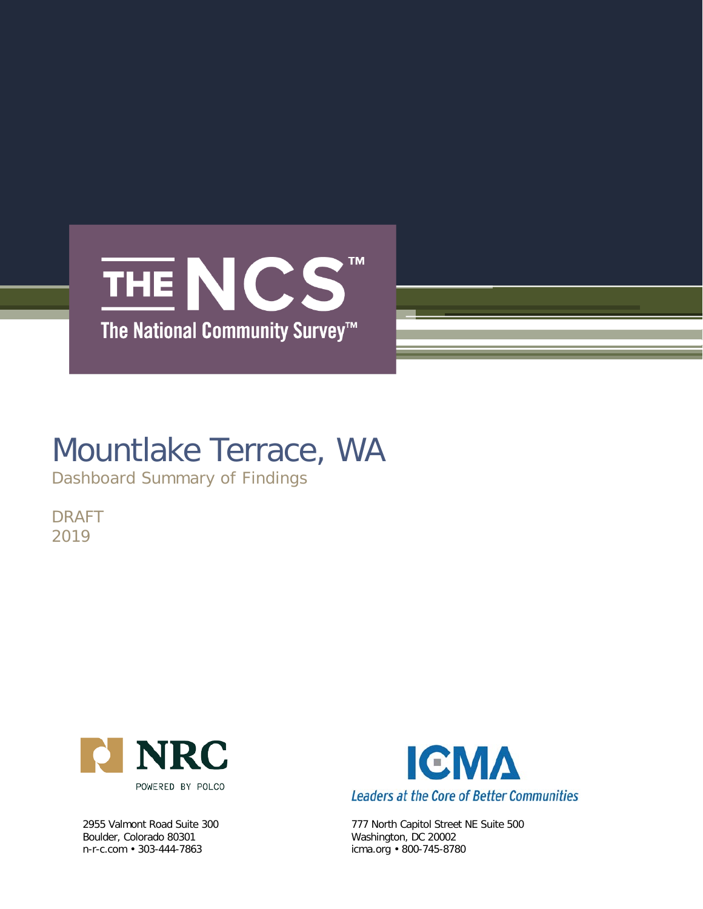# THE NCS™

The National Community Survey™

# Mountlake Terrace, WA

Dashboard Summary of Findings

DRAFT
2019

NRC

POWERED BY POLCO

2955 Valmont Road Suite 300
Boulder, Colorado 80301
n-r-c.com • 303-444-7863

ICMA

*Leaders at the Core of Better Communities*

777 North Capitol Street NE Suite 500
Washington, DC 20002
icma.org • 800-745-8780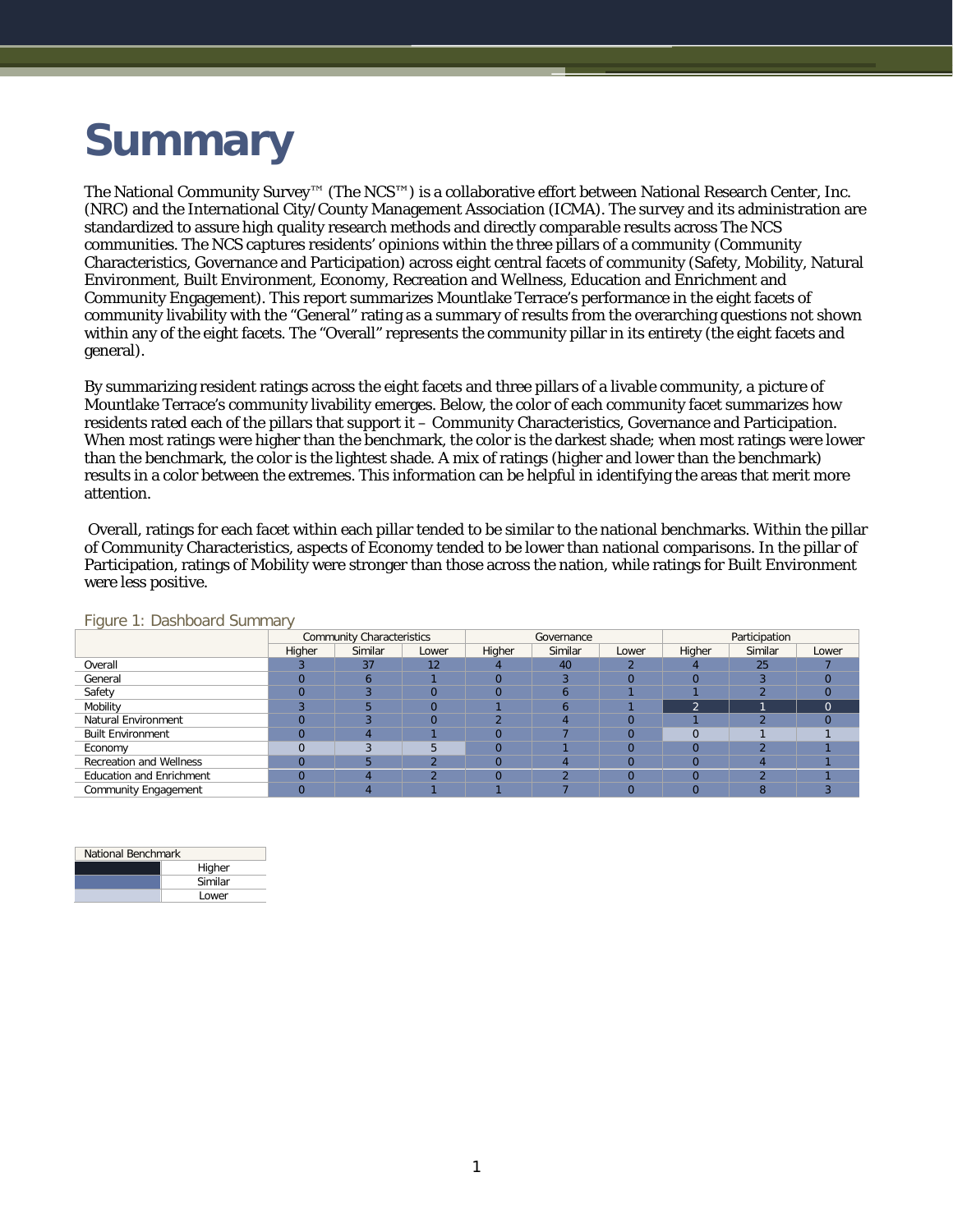# Summary

The National Community Survey™ (The NCS™) is a collaborative effort between National Research Center, Inc. (NRC) and the International City/County Management Association (ICMA). The survey and its administration are standardized to assure high quality research methods and directly comparable results across The NCS communities. The NCS captures residents' opinions within the three pillars of a community (Community Characteristics, Governance and Participation) across eight central facets of community (Safety, Mobility, Natural Environment, Built Environment, Economy, Recreation and Wellness, Education and Enrichment and Community Engagement). This report summarizes Mountlake Terrace's performance in the eight facets of community livability with the "General" rating as a summary of results from the overarching questions not shown within any of the eight facets. The "Overall" represents the community pillar in its entirety (the eight facets and general).

By summarizing resident ratings across the eight facets and three pillars of a livable community, a picture of Mountlake Terrace's community livability emerges. Below, the color of each community facet summarizes how residents rated each of the pillars that support it – Community Characteristics, Governance and Participation. When most ratings were higher than the benchmark, the color is the darkest shade; when most ratings were lower than the benchmark, the color is the lightest shade. A mix of ratings (higher and lower than the benchmark) results in a color between the extremes. This information can be helpful in identifying the areas that merit more attention.

Overall, ratings for each facet within each pillar tended to be similar to the national benchmarks. Within the pillar of Community Characteristics, aspects of Economy tended to be lower than national comparisons. In the pillar of Participation, ratings of Mobility were stronger than those across the nation, while ratings for Built Environment were less positive.

Figure 1: Dashboard Summary

| | Community Characteristics | | | Governance | | | Participation | | |
|---|---|---|---|---|---|---|---|---|---|
| | Higher | Similar | Lower | Higher | Similar | Lower | Higher | Similar | Lower |
| Overall | 3 | 37 | 12 | 4 | 40 | 2 | 4 | 25 | 7 |
| General | 0 | 6 | 1 | 0 | 3 | 0 | 0 | 3 | 0 |
| Safety | 0 | 3 | 0 | 0 | 6 | 1 | 1 | 2 | 0 |
| Mobility | 3 | 5 | 0 | 1 | 6 | 1 | 2 | 1 | 0 |
| Natural Environment | 0 | 3 | 0 | 2 | 4 | 0 | 1 | 2 | 0 |
| Built Environment | 0 | 4 | 1 | 0 | 7 | 0 | 0 | 1 | 1 |
| Economy | 0 | 3 | 5 | 0 | 1 | 0 | 0 | 2 | 1 |
| Recreation and Wellness | 0 | 5 | 2 | 0 | 4 | 0 | 0 | 4 | 1 |
| Education and Enrichment | 0 | 4 | 2 | 0 | 2 | 0 | 0 | 2 | 1 |
| Community Engagement | 0 | 4 | 1 | 1 | 7 | 0 | 0 | 8 | 3 |

| National Benchmark | |
|---|---|
| | Higher |
| | Similar |
| | Lower |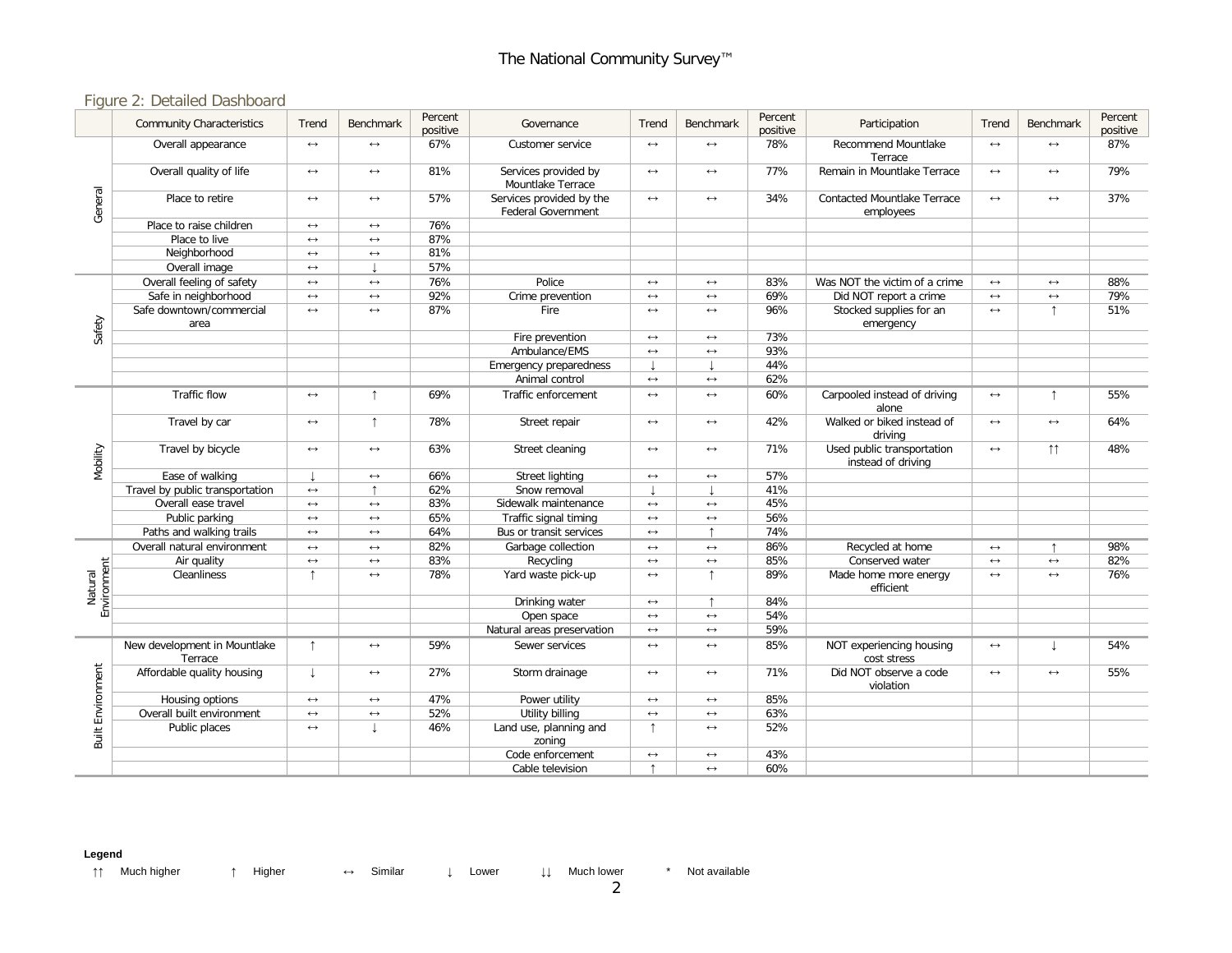## Figure 2: Detailed Dashboard

| | Community Characteristics | Trend | Benchmark | Percent positive | Governance | Trend | Benchmark | Percent positive | Participation | Trend | Benchmark | Percent positive |
|---|---|---|---|---|---|---|---|---|---|---|---|---|
| General | Overall appearance | ↔ | ↔ | 67% | Customer service | ↔ | ↔ | 78% | Recommend Mountlake Terrace | ↔ | ↔ | 87% |
| | Overall quality of life | ↔ | ↔ | 81% | Services provided by Mountlake Terrace | ↔ | ↔ | 77% | Remain in Mountlake Terrace | ↔ | ↔ | 79% |
| | Place to retire | ↔ | ↔ | 57% | Services provided by the Federal Government | ↔ | ↔ | 34% | Contacted Mountlake Terrace employees | ↔ | ↔ | 37% |
| | Place to raise children | ↔ | ↔ | 76% | | | | | | | | |
| | Place to live | ↔ | ↔ | 87% | | | | | | | | |
| | Neighborhood | ↔ | ↔ | 81% | | | | | | | | |
| | Overall image | ↔ | ↓ | 57% | | | | | | | | |
| Safety | Overall feeling of safety | ↔ | ↔ | 76% | Police | ↔ | ↔ | 83% | Was NOT the victim of a crime | ↔ | ↔ | 88% |
| | Safe in neighborhood | ↔ | ↔ | 92% | Crime prevention | ↔ | ↔ | 69% | Did NOT report a crime | ↔ | ↔ | 79% |
| | Safe downtown/commercial area | ↔ | ↔ | 87% | Fire | ↔ | ↔ | 96% | Stocked supplies for an emergency | ↔ | ↑ | 51% |
| | | | | | Fire prevention | ↔ | ↔ | 73% | | | | |
| | | | | | Ambulance/EMS | ↔ | ↔ | 93% | | | | |
| | | | | | Emergency preparedness | ↓ | ↓ | 44% | | | | |
| | | | | | Animal control | ↔ | ↔ | 62% | | | | |
| Mobility | Traffic flow | ↔ | ↑ | 69% | Traffic enforcement | ↔ | ↔ | 60% | Carpooled instead of driving alone | ↔ | ↑ | 55% |
| | Travel by car | ↔ | ↑ | 78% | Street repair | ↔ | ↔ | 42% | Walked or biked instead of driving | ↔ | ↔ | 64% |
| | Travel by bicycle | ↔ | ↔ | 63% | Street cleaning | ↔ | ↔ | 71% | Used public transportation instead of driving | ↔ | ↑↑ | 48% |
| | Ease of walking | ↓ | ↔ | 66% | Street lighting | ↔ | ↔ | 57% | | | | |
| | Travel by public transportation | ↔ | ↑ | 62% | Snow removal | ↓ | ↓ | 41% | | | | |
| | Overall ease travel | ↔ | ↔ | 83% | Sidewalk maintenance | ↔ | ↔ | 45% | | | | |
| | Public parking | ↔ | ↔ | 65% | Traffic signal timing | ↔ | ↔ | 56% | | | | |
| | Paths and walking trails | ↔ | ↔ | 64% | Bus or transit services | ↔ | ↑ | 74% | | | | |
| Natural Environment | Overall natural environment | ↔ | ↔ | 82% | Garbage collection | ↔ | ↔ | 86% | Recycled at home | ↔ | ↑ | 98% |
| | Air quality | ↔ | ↔ | 83% | Recycling | ↔ | ↔ | 85% | Conserved water | ↔ | ↔ | 82% |
| | Cleanliness | ↑ | ↔ | 78% | Yard waste pick-up | ↔ | ↑ | 89% | Made home more energy efficient | ↔ | ↔ | 76% |
| | | | | | Drinking water | ↔ | ↑ | 84% | | | | |
| | | | | | Open space | ↔ | ↔ | 54% | | | | |
| | | | | | Natural areas preservation | ↔ | ↔ | 59% | | | | |
| Built Environment | New development in Mountlake Terrace | ↑ | ↔ | 59% | Sewer services | ↔ | ↔ | 85% | NOT experiencing housing cost stress | ↔ | ↓ | 54% |
| | Affordable quality housing | ↓ | ↔ | 27% | Storm drainage | ↔ | ↔ | 71% | Did NOT observe a code violation | ↔ | ↔ | 55% |
| | Housing options | ↔ | ↔ | 47% | Power utility | ↔ | ↔ | 85% | | | | |
| | Overall built environment | ↔ | ↔ | 52% | Utility billing | ↔ | ↔ | 63% | | | | |
| | Public places | ↔ | ↓ | 46% | Land use, planning and zoning | ↑ | ↔ | 52% | | | | |
| | | | | | Code enforcement | ↔ | ↔ | 43% | | | | |
| | | | | | Cable television | ↑ | ↔ | 60% | | | | |

**Legend**

↑↑ Much higher ↑ Higher ↔ Similar ↓ Lower ↓↓ Much lower * Not available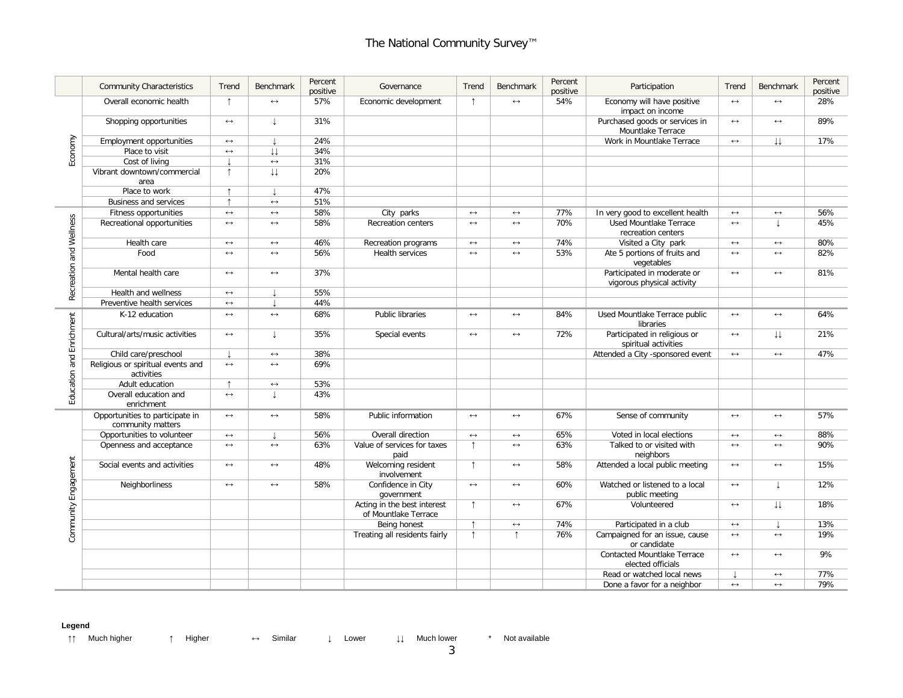# The National Community Survey™

| | Community Characteristics | Trend | Benchmark | Percent positive | Governance | Trend | Benchmark | Percent positive | Participation | Trend | Benchmark | Percent positive |
|---|---|---|---|---|---|---|---|---|---|---|---|---|
| Economy | Overall economic health | ↑ | ↔ | 57% | Economic development | ↑ | ↔ | 54% | Economy will have positive impact on income | ↔ | ↔ | 28% |
| | Shopping opportunities | ↔ | ↓ | 31% | | | | | Purchased goods or services in Mountlake Terrace | ↔ | ↔ | 89% |
| | Employment opportunities | ↔ | ↓ | 24% | | | | | Work in Mountlake Terrace | ↔ | ↓↓ | 17% |
| | Place to visit | ↔ | ↓↓ | 34% | | | | | | | | |
| | Cost of living | ↓ | ↔ | 31% | | | | | | | | |
| | Vibrant downtown/commercial area | ↑ | ↓↓ | 20% | | | | | | | | |
| | Place to work | ↑ | ↓ | 47% | | | | | | | | |
| | Business and services | ↑ | ↔ | 51% | | | | | | | | |
| Recreation and Wellness | Fitness opportunities | ↔ | ↔ | 58% | City parks | ↔ | ↔ | 77% | In very good to excellent health | ↔ | ↔ | 56% |
| | Recreational opportunities | ↔ | ↔ | 58% | Recreation centers | ↔ | ↔ | 70% | Used Mountlake Terrace recreation centers | ↔ | ↓ | 45% |
| | Health care | ↔ | ↔ | 46% | Recreation programs | ↔ | ↔ | 74% | Visited a City park | ↔ | ↔ | 80% |
| | Food | ↔ | ↔ | 56% | Health services | ↔ | ↔ | 53% | Ate 5 portions of fruits and vegetables | ↔ | ↔ | 82% |
| | Mental health care | ↔ | ↔ | 37% | | | | | Participated in moderate or vigorous physical activity | ↔ | ↔ | 81% |
| | Health and wellness | ↔ | ↓ | 55% | | | | | | | | |
| | Preventive health services | ↔ | ↓ | 44% | | | | | | | | |
| Education and Enrichment | K-12 education | ↔ | ↔ | 68% | Public libraries | ↔ | ↔ | 84% | Used Mountlake Terrace public libraries | ↔ | ↔ | 64% |
| | Cultural/arts/music activities | ↔ | ↓ | 35% | Special events | ↔ | ↔ | 72% | Participated in religious or spiritual activities | ↔ | ↓↓ | 21% |
| | Child care/preschool | ↓ | ↔ | 38% | | | | | Attended a City -sponsored event | ↔ | ↔ | 47% |
| | Religious or spiritual events and activities | ↔ | ↔ | 69% | | | | | | | | |
| | Adult education | ↑ | ↔ | 53% | | | | | | | | |
| | Overall education and enrichment | ↔ | ↓ | 43% | | | | | | | | |
| Community Engagement | Opportunities to participate in community matters | ↔ | ↔ | 58% | Public information | ↔ | ↔ | 67% | Sense of community | ↔ | ↔ | 57% |
| | Opportunities to volunteer | ↔ | ↓ | 56% | Overall direction | ↔ | ↔ | 65% | Voted in local elections | ↔ | ↔ | 88% |
| | Openness and acceptance | ↔ | ↔ | 63% | Value of services for taxes paid | ↑ | ↔ | 63% | Talked to or visited with neighbors | ↔ | ↔ | 90% |
| | Social events and activities | ↔ | ↔ | 48% | Welcoming resident involvement | ↑ | ↔ | 58% | Attended a local public meeting | ↔ | ↔ | 15% |
| | Neighborliness | ↔ | ↔ | 58% | Confidence in City government | ↔ | ↔ | 60% | Watched or listened to a local public meeting | ↔ | ↓ | 12% |
| | | | | | Acting in the best interest of Mountlake Terrace | ↑ | ↔ | 67% | Volunteered | ↔ | ↓↓ | 18% |
| | | | | | Being honest | ↑ | ↔ | 74% | Participated in a club | ↔ | ↓ | 13% |
| | | | | | Treating all residents fairly | ↑ | ↑ | 76% | Campaigned for an issue, cause or candidate | ↔ | ↔ | 19% |
| | | | | | | | | | Contacted Mountlake Terrace elected officials | ↔ | ↔ | 9% |
| | | | | | | | | | Read or watched local news | ↓ | ↔ | 77% |
| | | | | | | | | | Done a favor for a neighbor | ↔ | ↔ | 79% |

**Legend**

↑↑ Much higher ↑ Higher ↔ Similar ↓ Lower ↓↓ Much lower * Not available